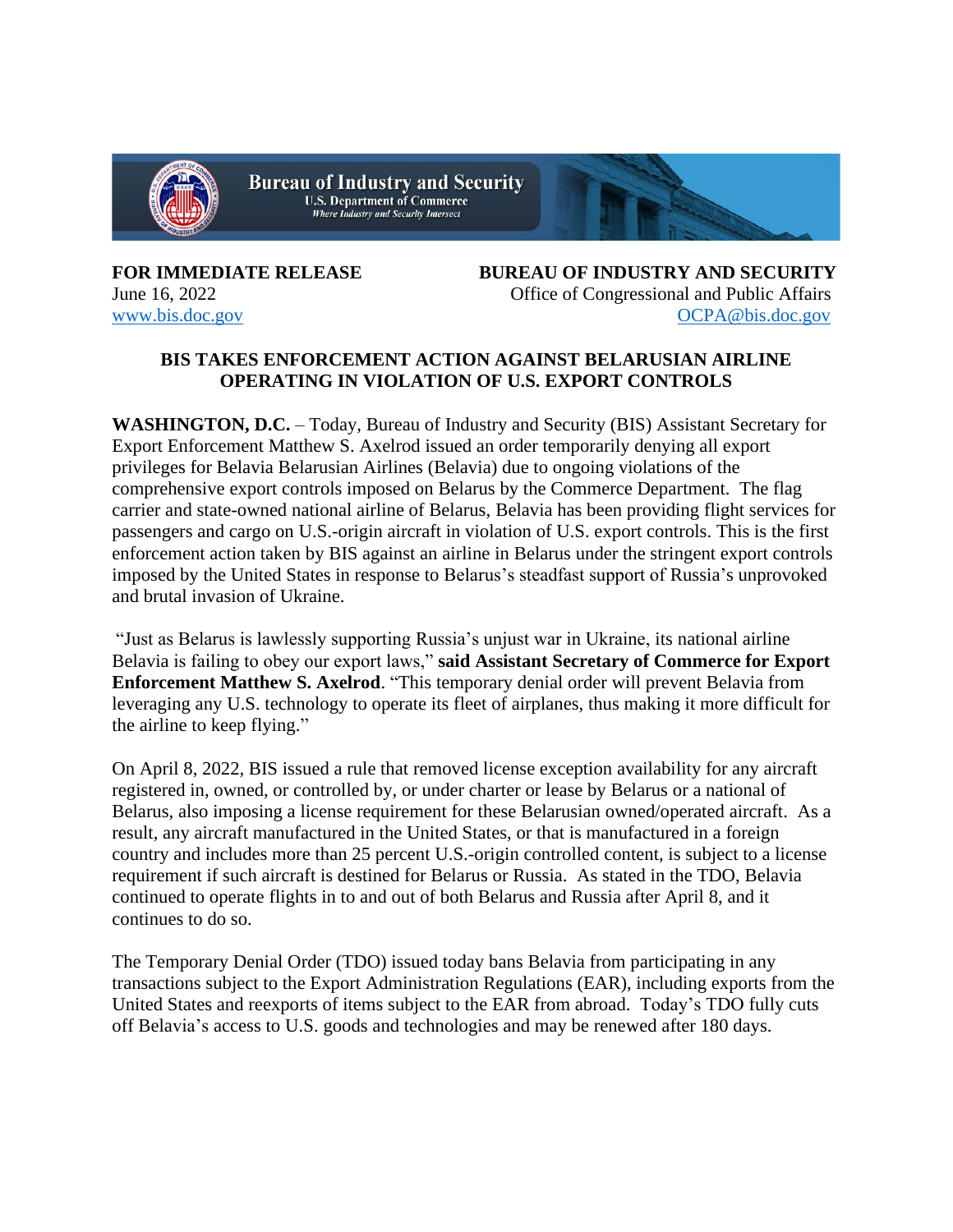Bureau of Industry and Security
U.S. Department of Commerce
*Where Industry and Security Intersect*

**FOR IMMEDIATE RELEASE**
June 16, 2022
www.bis.doc.gov

**BUREAU OF INDUSTRY AND SECURITY**
Office of Congressional and Public Affairs
OCPA@bis.doc.gov

## BIS TAKES ENFORCEMENT ACTION AGAINST BELARUSIAN AIRLINE OPERATING IN VIOLATION OF U.S. EXPORT CONTROLS

**WASHINGTON, D.C.** – Today, Bureau of Industry and Security (BIS) Assistant Secretary for Export Enforcement Matthew S. Axelrod issued an order temporarily denying all export privileges for Belavia Belarusian Airlines (Belavia) due to ongoing violations of the comprehensive export controls imposed on Belarus by the Commerce Department. The flag carrier and state-owned national airline of Belarus, Belavia has been providing flight services for passengers and cargo on U.S.-origin aircraft in violation of U.S. export controls. This is the first enforcement action taken by BIS against an airline in Belarus under the stringent export controls imposed by the United States in response to Belarus's steadfast support of Russia's unprovoked and brutal invasion of Ukraine.

"Just as Belarus is lawlessly supporting Russia's unjust war in Ukraine, its national airline Belavia is failing to obey our export laws," **said Assistant Secretary of Commerce for Export Enforcement Matthew S. Axelrod**. "This temporary denial order will prevent Belavia from leveraging any U.S. technology to operate its fleet of airplanes, thus making it more difficult for the airline to keep flying."

On April 8, 2022, BIS issued a rule that removed license exception availability for any aircraft registered in, owned, or controlled by, or under charter or lease by Belarus or a national of Belarus, also imposing a license requirement for these Belarusian owned/operated aircraft. As a result, any aircraft manufactured in the United States, or that is manufactured in a foreign country and includes more than 25 percent U.S.-origin controlled content, is subject to a license requirement if such aircraft is destined for Belarus or Russia. As stated in the TDO, Belavia continued to operate flights in to and out of both Belarus and Russia after April 8, and it continues to do so.

The Temporary Denial Order (TDO) issued today bans Belavia from participating in any transactions subject to the Export Administration Regulations (EAR), including exports from the United States and reexports of items subject to the EAR from abroad. Today's TDO fully cuts off Belavia's access to U.S. goods and technologies and may be renewed after 180 days.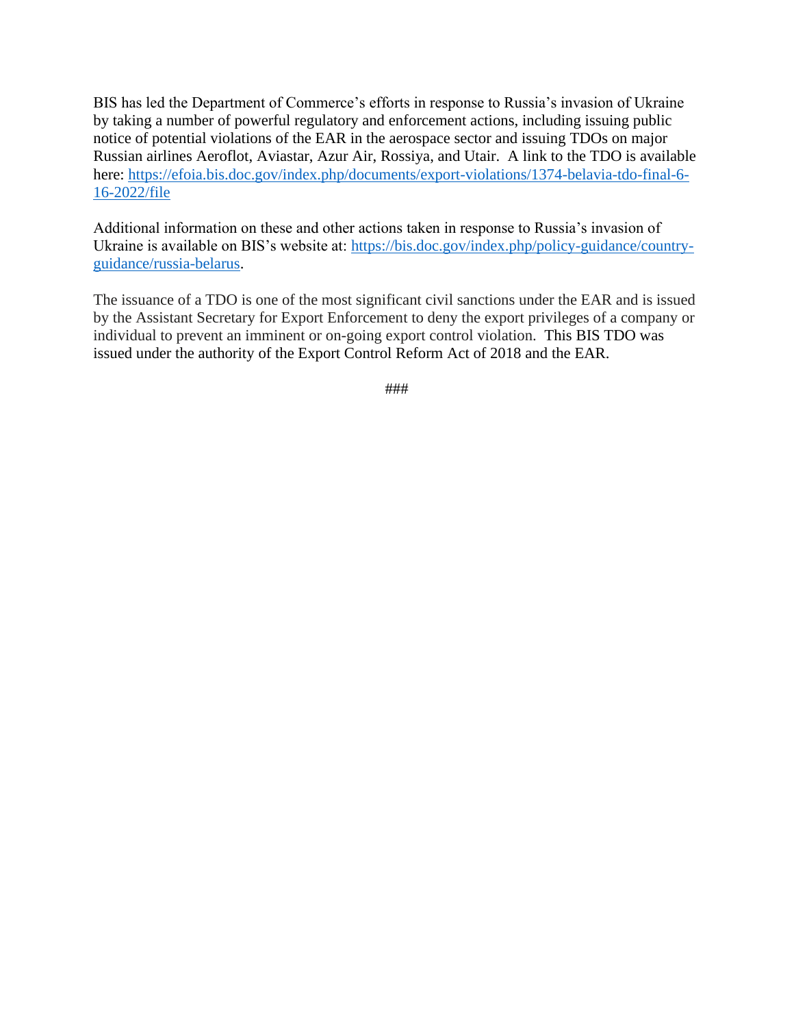BIS has led the Department of Commerce's efforts in response to Russia's invasion of Ukraine by taking a number of powerful regulatory and enforcement actions, including issuing public notice of potential violations of the EAR in the aerospace sector and issuing TDOs on major Russian airlines Aeroflot, Aviastar, Azur Air, Rossiya, and Utair. A link to the TDO is available here: [https://efoia.bis.doc.gov/index.php/documents/export-violations/1374-belavia-tdo-final-6-16-2022/file](https://efoia.bis.doc.gov/index.php/documents/export-violations/1374-belavia-tdo-final-6-16-2022/file)

Additional information on these and other actions taken in response to Russia's invasion of Ukraine is available on BIS's website at: [https://bis.doc.gov/index.php/policy-guidance/country-guidance/russia-belarus](https://bis.doc.gov/index.php/policy-guidance/country-guidance/russia-belarus).

The issuance of a TDO is one of the most significant civil sanctions under the EAR and is issued by the Assistant Secretary for Export Enforcement to deny the export privileges of a company or individual to prevent an imminent or on-going export control violation. This BIS TDO was issued under the authority of the Export Control Reform Act of 2018 and the EAR.

###